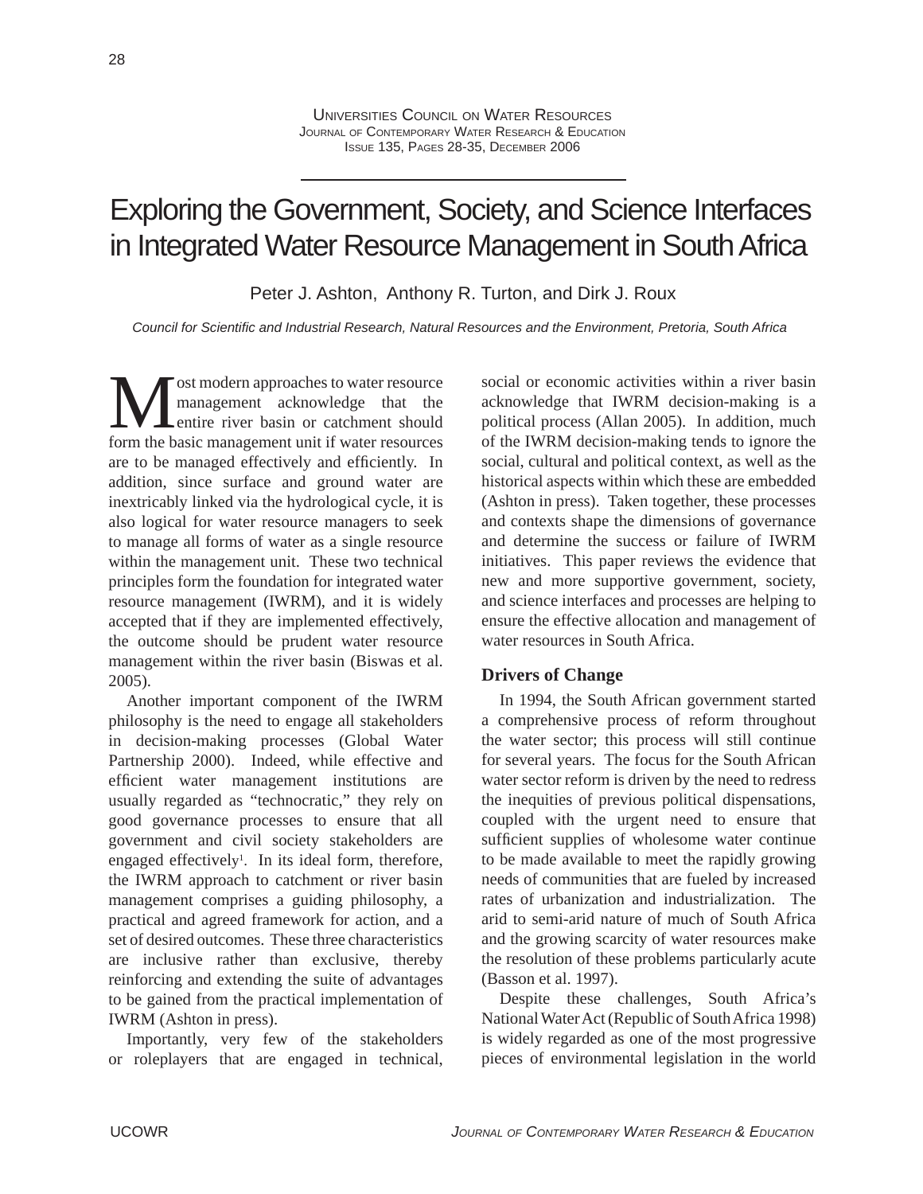# Exploring the Government, Society, and Science Interfaces in Integrated Water Resource Management in South Africa

Peter J. Ashton, Anthony R. Turton, and Dirk J. Roux

*Council for Scientific and Industrial Research, Natural Resources and the Environment, Pretoria, South Africa*

Most modern approaches to water resource management acknowledge that the entire river basin or catchment should form the basic management unit if water resources are to be managed effectively and efficiently. In addition, since surface and ground water are inextricably linked via the hydrological cycle, it is also logical for water resource managers to seek to manage all forms of water as a single resource within the management unit. These two technical principles form the foundation for integrated water resource management (IWRM), and it is widely accepted that if they are implemented effectively, the outcome should be prudent water resource management within the river basin (Biswas et al. 2005).

Another important component of the IWRM philosophy is the need to engage all stakeholders in decision-making processes (Global Water Partnership 2000). Indeed, while effective and efficient water management institutions are usually regarded as "technocratic," they rely on good governance processes to ensure that all government and civil society stakeholders are engaged effectively[1]. In its ideal form, therefore, the IWRM approach to catchment or river basin management comprises a guiding philosophy, a practical and agreed framework for action, and a set of desired outcomes. These three characteristics are inclusive rather than exclusive, thereby reinforcing and extending the suite of advantages to be gained from the practical implementation of IWRM (Ashton in press).

Importantly, very few of the stakeholders or roleplayers that are engaged in technical, social or economic activities within a river basin acknowledge that IWRM decision-making is a political process (Allan 2005). In addition, much of the IWRM decision-making tends to ignore the social, cultural and political context, as well as the historical aspects within which these are embedded (Ashton in press). Taken together, these processes and contexts shape the dimensions of governance and determine the success or failure of IWRM initiatives. This paper reviews the evidence that new and more supportive government, society, and science interfaces and processes are helping to ensure the effective allocation and management of water resources in South Africa.

## Drivers of Change

In 1994, the South African government started a comprehensive process of reform throughout the water sector; this process will still continue for several years. The focus for the South African water sector reform is driven by the need to redress the inequities of previous political dispensations, coupled with the urgent need to ensure that sufficient supplies of wholesome water continue to be made available to meet the rapidly growing needs of communities that are fueled by increased rates of urbanization and industrialization. The arid to semi-arid nature of much of South Africa and the growing scarcity of water resources make the resolution of these problems particularly acute (Basson et al. 1997).

Despite these challenges, South Africa's National Water Act (Republic of South Africa 1998) is widely regarded as one of the most progressive pieces of environmental legislation in the world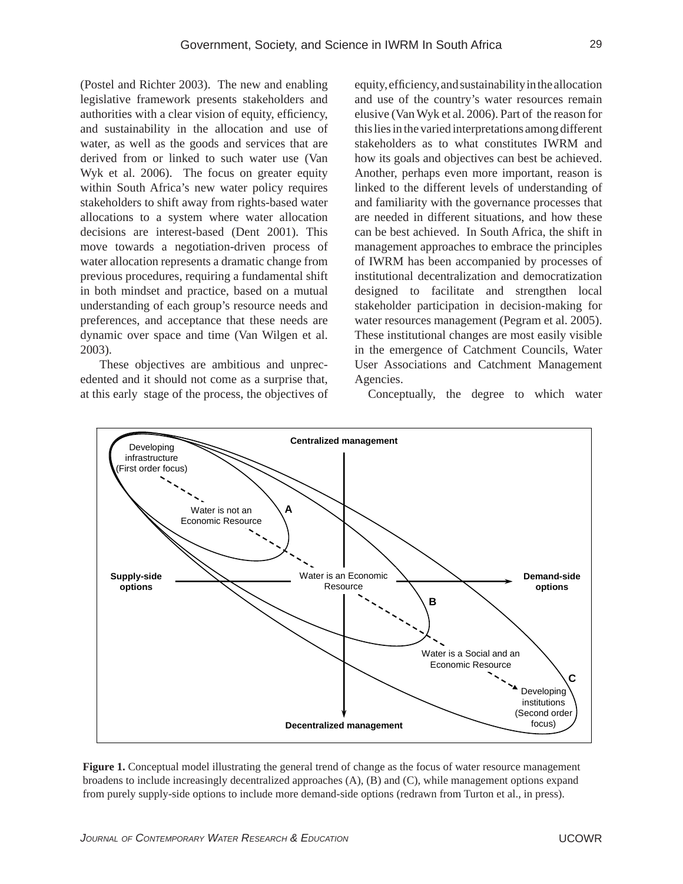(Postel and Richter 2003). The new and enabling legislative framework presents stakeholders and authorities with a clear vision of equity, efficiency, and sustainability in the allocation and use of water, as well as the goods and services that are derived from or linked to such water use (Van Wyk et al. 2006). The focus on greater equity within South Africa's new water policy requires stakeholders to shift away from rights-based water allocations to a system where water allocation decisions are interest-based (Dent 2001). This move towards a negotiation-driven process of water allocation represents a dramatic change from previous procedures, requiring a fundamental shift in both mindset and practice, based on a mutual understanding of each group's resource needs and preferences, and acceptance that these needs are dynamic over space and time (Van Wilgen et al. 2003).

These objectives are ambitious and unprecedented and it should not come as a surprise that, at this early stage of the process, the objectives of equity, efficiency, and sustainability in the allocation and use of the country's water resources remain elusive (Van Wyk et al. 2006). Part of the reason for this lies in the varied interpretations among different stakeholders as to what constitutes IWRM and how its goals and objectives can best be achieved. Another, perhaps even more important, reason is linked to the different levels of understanding of and familiarity with the governance processes that are needed in different situations, and how these can be best achieved. In South Africa, the shift in management approaches to embrace the principles of IWRM has been accompanied by processes of institutional decentralization and democratization designed to facilitate and strengthen local stakeholder participation in decision-making for water resources management (Pegram et al. 2005). These institutional changes are most easily visible in the emergence of Catchment Councils, Water User Associations and Catchment Management Agencies.

Conceptually, the degree to which water

**Figure 1.** Conceptual model illustrating the general trend of change as the focus of water resource management broadens to include increasingly decentralized approaches (A), (B) and (C), while management options expand from purely supply-side options to include more demand-side options (redrawn from Turton et al., in press).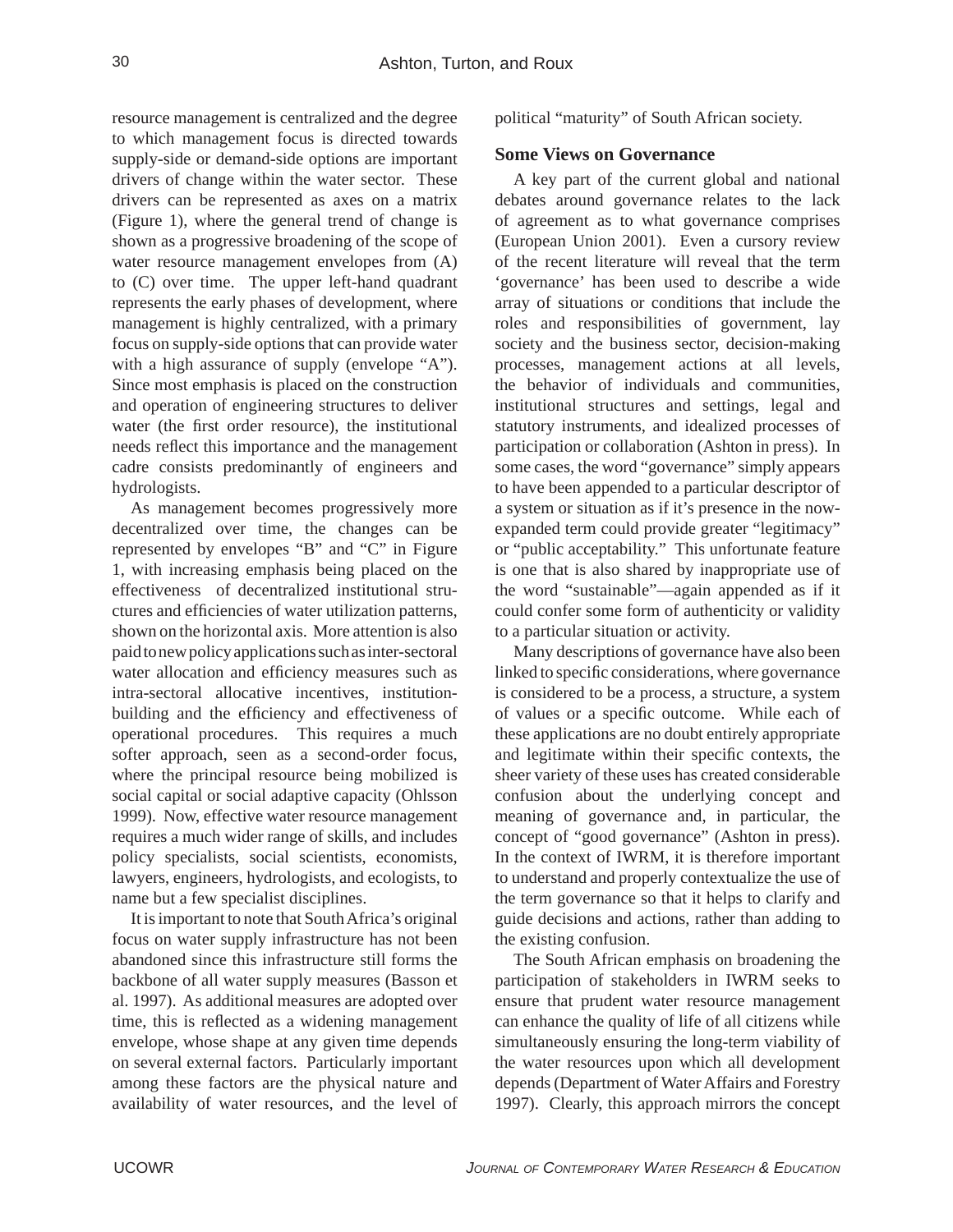resource management is centralized and the degree to which management focus is directed towards supply-side or demand-side options are important drivers of change within the water sector. These drivers can be represented as axes on a matrix (Figure 1), where the general trend of change is shown as a progressive broadening of the scope of water resource management envelopes from (A) to (C) over time. The upper left-hand quadrant represents the early phases of development, where management is highly centralized, with a primary focus on supply-side options that can provide water with a high assurance of supply (envelope "A"). Since most emphasis is placed on the construction and operation of engineering structures to deliver water (the first order resource), the institutional needs reflect this importance and the management cadre consists predominantly of engineers and hydrologists.

As management becomes progressively more decentralized over time, the changes can be represented by envelopes "B" and "C" in Figure 1, with increasing emphasis being placed on the effectiveness of decentralized institutional structures and efficiencies of water utilization patterns, shown on the horizontal axis. More attention is also paid to new policy applications such as inter-sectoral water allocation and efficiency measures such as intra-sectoral allocative incentives, institution-building and the efficiency and effectiveness of operational procedures. This requires a much softer approach, seen as a second-order focus, where the principal resource being mobilized is social capital or social adaptive capacity (Ohlsson 1999). Now, effective water resource management requires a much wider range of skills, and includes policy specialists, social scientists, economists, lawyers, engineers, hydrologists, and ecologists, to name but a few specialist disciplines.

It is important to note that South Africa's original focus on water supply infrastructure has not been abandoned since this infrastructure still forms the backbone of all water supply measures (Basson et al. 1997). As additional measures are adopted over time, this is reflected as a widening management envelope, whose shape at any given time depends on several external factors. Particularly important among these factors are the physical nature and availability of water resources, and the level of political "maturity" of South African society.

## Some Views on Governance

A key part of the current global and national debates around governance relates to the lack of agreement as to what governance comprises (European Union 2001). Even a cursory review of the recent literature will reveal that the term 'governance' has been used to describe a wide array of situations or conditions that include the roles and responsibilities of government, lay society and the business sector, decision-making processes, management actions at all levels, the behavior of individuals and communities, institutional structures and settings, legal and statutory instruments, and idealized processes of participation or collaboration (Ashton in press). In some cases, the word "governance" simply appears to have been appended to a particular descriptor of a system or situation as if it's presence in the now-expanded term could provide greater "legitimacy" or "public acceptability." This unfortunate feature is one that is also shared by inappropriate use of the word "sustainable"—again appended as if it could confer some form of authenticity or validity to a particular situation or activity.

Many descriptions of governance have also been linked to specific considerations, where governance is considered to be a process, a structure, a system of values or a specific outcome. While each of these applications are no doubt entirely appropriate and legitimate within their specific contexts, the sheer variety of these uses has created considerable confusion about the underlying concept and meaning of governance and, in particular, the concept of "good governance" (Ashton in press). In the context of IWRM, it is therefore important to understand and properly contextualize the use of the term governance so that it helps to clarify and guide decisions and actions, rather than adding to the existing confusion.

The South African emphasis on broadening the participation of stakeholders in IWRM seeks to ensure that prudent water resource management can enhance the quality of life of all citizens while simultaneously ensuring the long-term viability of the water resources upon which all development depends (Department of Water Affairs and Forestry 1997). Clearly, this approach mirrors the concept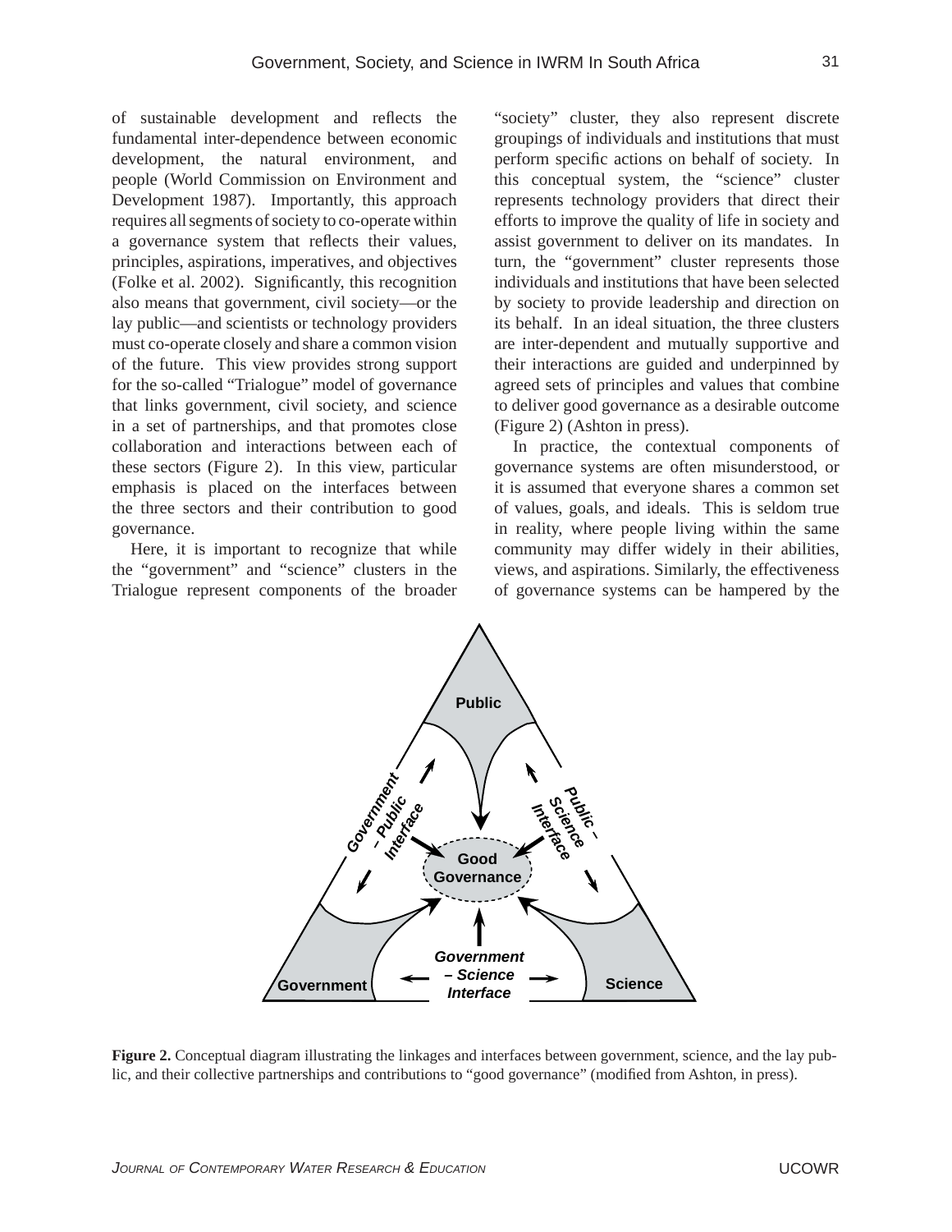of sustainable development and reflects the fundamental inter-dependence between economic development, the natural environment, and people (World Commission on Environment and Development 1987). Importantly, this approach requires all segments of society to co-operate within a governance system that reflects their values, principles, aspirations, imperatives, and objectives (Folke et al. 2002). Significantly, this recognition also means that government, civil society—or the lay public—and scientists or technology providers must co-operate closely and share a common vision of the future. This view provides strong support for the so-called "Trialogue" model of governance that links government, civil society, and science in a set of partnerships, and that promotes close collaboration and interactions between each of these sectors (Figure 2). In this view, particular emphasis is placed on the interfaces between the three sectors and their contribution to good governance.

Here, it is important to recognize that while the "government" and "science" clusters in the Trialogue represent components of the broader "society" cluster, they also represent discrete groupings of individuals and institutions that must perform specific actions on behalf of society. In this conceptual system, the "science" cluster represents technology providers that direct their efforts to improve the quality of life in society and assist government to deliver on its mandates. In turn, the "government" cluster represents those individuals and institutions that have been selected by society to provide leadership and direction on its behalf. In an ideal situation, the three clusters are inter-dependent and mutually supportive and their interactions are guided and underpinned by agreed sets of principles and values that combine to deliver good governance as a desirable outcome (Figure 2) (Ashton in press).

In practice, the contextual components of governance systems are often misunderstood, or it is assumed that everyone shares a common set of values, goals, and ideals. This is seldom true in reality, where people living within the same community may differ widely in their abilities, views, and aspirations. Similarly, the effectiveness of governance systems can be hampered by the

**Figure 2.** Conceptual diagram illustrating the linkages and interfaces between government, science, and the lay public, and their collective partnerships and contributions to "good governance" (modified from Ashton, in press).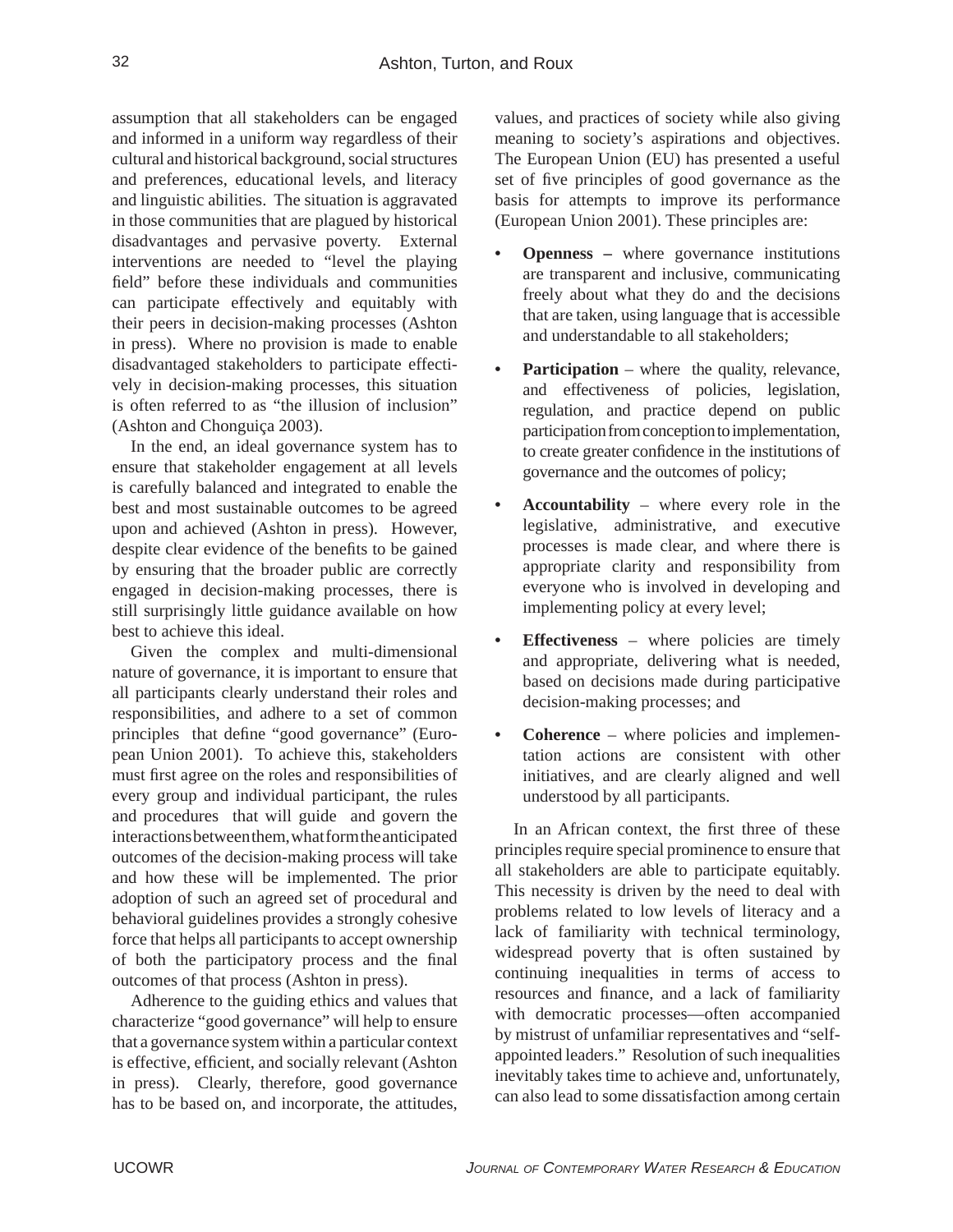assumption that all stakeholders can be engaged and informed in a uniform way regardless of their cultural and historical background, social structures and preferences, educational levels, and literacy and linguistic abilities. The situation is aggravated in those communities that are plagued by historical disadvantages and pervasive poverty. External interventions are needed to "level the playing field" before these individuals and communities can participate effectively and equitably with their peers in decision-making processes (Ashton in press). Where no provision is made to enable disadvantaged stakeholders to participate effectively in decision-making processes, this situation is often referred to as "the illusion of inclusion" (Ashton and Chonguiça 2003).

In the end, an ideal governance system has to ensure that stakeholder engagement at all levels is carefully balanced and integrated to enable the best and most sustainable outcomes to be agreed upon and achieved (Ashton in press). However, despite clear evidence of the benefits to be gained by ensuring that the broader public are correctly engaged in decision-making processes, there is still surprisingly little guidance available on how best to achieve this ideal.

Given the complex and multi-dimensional nature of governance, it is important to ensure that all participants clearly understand their roles and responsibilities, and adhere to a set of common principles that define "good governance" (European Union 2001). To achieve this, stakeholders must first agree on the roles and responsibilities of every group and individual participant, the rules and procedures that will guide and govern the interactions between them, what form the anticipated outcomes of the decision-making process will take and how these will be implemented. The prior adoption of such an agreed set of procedural and behavioral guidelines provides a strongly cohesive force that helps all participants to accept ownership of both the participatory process and the final outcomes of that process (Ashton in press).

Adherence to the guiding ethics and values that characterize "good governance" will help to ensure that a governance system within a particular context is effective, efficient, and socially relevant (Ashton in press). Clearly, therefore, good governance has to be based on, and incorporate, the attitudes, values, and practices of society while also giving meaning to society's aspirations and objectives. The European Union (EU) has presented a useful set of five principles of good governance as the basis for attempts to improve its performance (European Union 2001). These principles are:

- **Openness –** where governance institutions are transparent and inclusive, communicating freely about what they do and the decisions that are taken, using language that is accessible and understandable to all stakeholders;
- **Participation** – where the quality, relevance, and effectiveness of policies, legislation, regulation, and practice depend on public participation from conception to implementation, to create greater confidence in the institutions of governance and the outcomes of policy;
- **Accountability** – where every role in the legislative, administrative, and executive processes is made clear, and where there is appropriate clarity and responsibility from everyone who is involved in developing and implementing policy at every level;
- **Effectiveness** – where policies are timely and appropriate, delivering what is needed, based on decisions made during participative decision-making processes; and
- **Coherence** – where policies and implementation actions are consistent with other initiatives, and are clearly aligned and well understood by all participants.

In an African context, the first three of these principles require special prominence to ensure that all stakeholders are able to participate equitably. This necessity is driven by the need to deal with problems related to low levels of literacy and a lack of familiarity with technical terminology, widespread poverty that is often sustained by continuing inequalities in terms of access to resources and finance, and a lack of familiarity with democratic processes—often accompanied by mistrust of unfamiliar representatives and "self-appointed leaders." Resolution of such inequalities inevitably takes time to achieve and, unfortunately, can also lead to some dissatisfaction among certain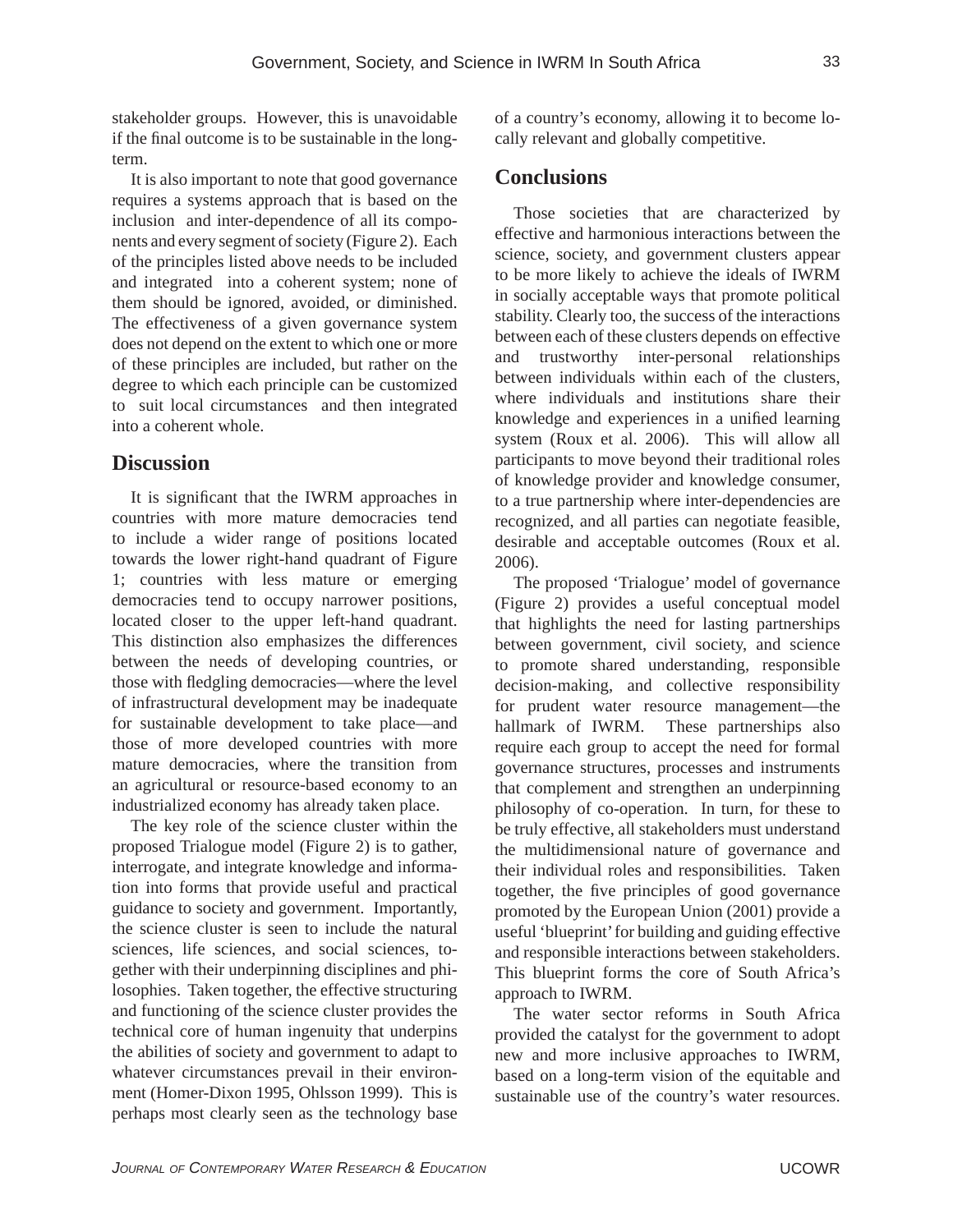stakeholder groups. However, this is unavoidable if the final outcome is to be sustainable in the long-term.

It is also important to note that good governance requires a systems approach that is based on the inclusion and inter-dependence of all its components and every segment of society (Figure 2). Each of the principles listed above needs to be included and integrated into a coherent system; none of them should be ignored, avoided, or diminished. The effectiveness of a given governance system does not depend on the extent to which one or more of these principles are included, but rather on the degree to which each principle can be customized to suit local circumstances and then integrated into a coherent whole.

## Discussion

It is significant that the IWRM approaches in countries with more mature democracies tend to include a wider range of positions located towards the lower right-hand quadrant of Figure 1; countries with less mature or emerging democracies tend to occupy narrower positions, located closer to the upper left-hand quadrant. This distinction also emphasizes the differences between the needs of developing countries, or those with fledgling democracies—where the level of infrastructural development may be inadequate for sustainable development to take place—and those of more developed countries with more mature democracies, where the transition from an agricultural or resource-based economy to an industrialized economy has already taken place.

The key role of the science cluster within the proposed Trialogue model (Figure 2) is to gather, interrogate, and integrate knowledge and information into forms that provide useful and practical guidance to society and government. Importantly, the science cluster is seen to include the natural sciences, life sciences, and social sciences, together with their underpinning disciplines and philosophies. Taken together, the effective structuring and functioning of the science cluster provides the technical core of human ingenuity that underpins the abilities of society and government to adapt to whatever circumstances prevail in their environment (Homer-Dixon 1995, Ohlsson 1999). This is perhaps most clearly seen as the technology base of a country's economy, allowing it to become locally relevant and globally competitive.

## Conclusions

Those societies that are characterized by effective and harmonious interactions between the science, society, and government clusters appear to be more likely to achieve the ideals of IWRM in socially acceptable ways that promote political stability. Clearly too, the success of the interactions between each of these clusters depends on effective and trustworthy inter-personal relationships between individuals within each of the clusters, where individuals and institutions share their knowledge and experiences in a unified learning system (Roux et al. 2006). This will allow all participants to move beyond their traditional roles of knowledge provider and knowledge consumer, to a true partnership where inter-dependencies are recognized, and all parties can negotiate feasible, desirable and acceptable outcomes (Roux et al. 2006).

The proposed 'Trialogue' model of governance (Figure 2) provides a useful conceptual model that highlights the need for lasting partnerships between government, civil society, and science to promote shared understanding, responsible decision-making, and collective responsibility for prudent water resource management—the hallmark of IWRM. These partnerships also require each group to accept the need for formal governance structures, processes and instruments that complement and strengthen an underpinning philosophy of co-operation. In turn, for these to be truly effective, all stakeholders must understand the multidimensional nature of governance and their individual roles and responsibilities. Taken together, the five principles of good governance promoted by the European Union (2001) provide a useful 'blueprint' for building and guiding effective and responsible interactions between stakeholders. This blueprint forms the core of South Africa's approach to IWRM.

The water sector reforms in South Africa provided the catalyst for the government to adopt new and more inclusive approaches to IWRM, based on a long-term vision of the equitable and sustainable use of the country's water resources.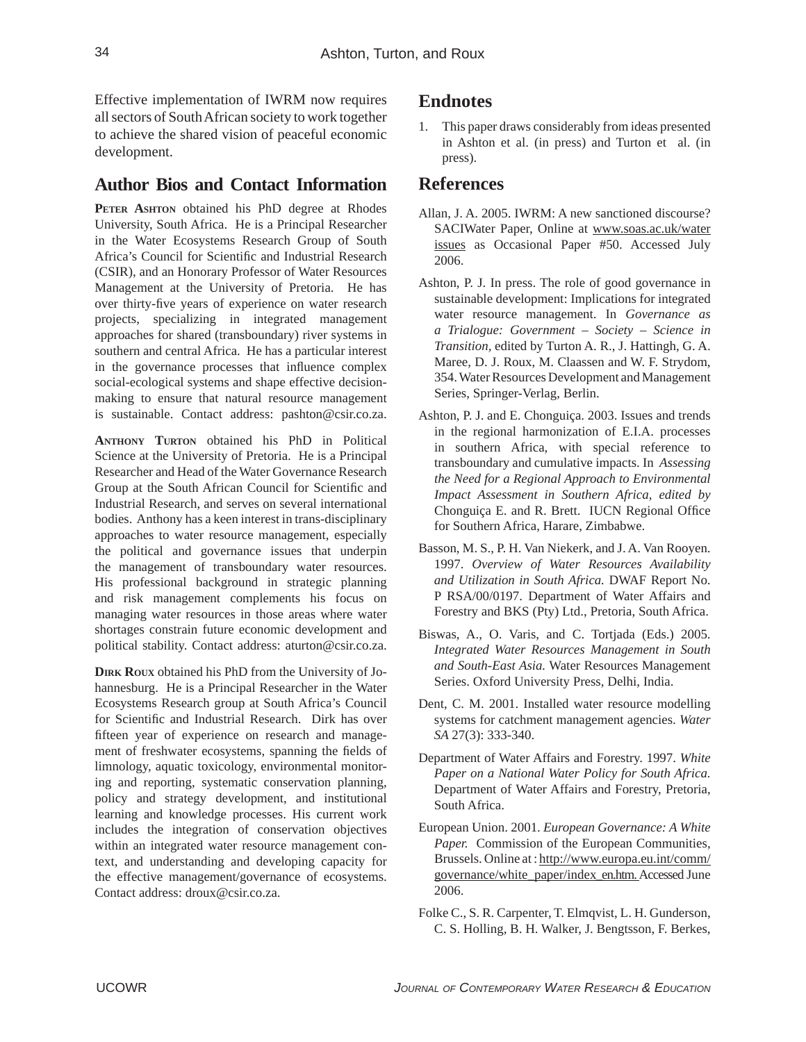Effective implementation of IWRM now requires all sectors of South African society to work together to achieve the shared vision of peaceful economic development.

## Author Bios and Contact Information

**Peter Ashton** obtained his PhD degree at Rhodes University, South Africa. He is a Principal Researcher in the Water Ecosystems Research Group of South Africa's Council for Scientific and Industrial Research (CSIR), and an Honorary Professor of Water Resources Management at the University of Pretoria. He has over thirty-five years of experience on water research projects, specializing in integrated management approaches for shared (transboundary) river systems in southern and central Africa. He has a particular interest in the governance processes that influence complex social-ecological systems and shape effective decision-making to ensure that natural resource management is sustainable. Contact address: pashton@csir.co.za.

**Anthony Turton** obtained his PhD in Political Science at the University of Pretoria. He is a Principal Researcher and Head of the Water Governance Research Group at the South African Council for Scientific and Industrial Research, and serves on several international bodies. Anthony has a keen interest in trans-disciplinary approaches to water resource management, especially the political and governance issues that underpin the management of transboundary water resources. His professional background in strategic planning and risk management complements his focus on managing water resources in those areas where water shortages constrain future economic development and political stability. Contact address: aturton@csir.co.za.

**Dirk Roux** obtained his PhD from the University of Johannesburg. He is a Principal Researcher in the Water Ecosystems Research group at South Africa's Council for Scientific and Industrial Research. Dirk has over fifteen year of experience on research and management of freshwater ecosystems, spanning the fields of limnology, aquatic toxicology, environmental monitoring and reporting, systematic conservation planning, policy and strategy development, and institutional learning and knowledge processes. His current work includes the integration of conservation objectives within an integrated water resource management context, and understanding and developing capacity for the effective management/governance of ecosystems. Contact address: droux@csir.co.za.

## Endnotes

1. This paper draws considerably from ideas presented in Ashton et al. (in press) and Turton et al. (in press).

## References

Allan, J. A. 2005. IWRM: A new sanctioned discourse? SACIWater Paper, Online at www.soas.ac.uk/water issues as Occasional Paper #50. Accessed July 2006.

Ashton, P. J. In press. The role of good governance in sustainable development: Implications for integrated water resource management. In *Governance as a Trialogue: Government – Society – Science in Transition,* edited by Turton A. R., J. Hattingh, G. A. Maree, D. J. Roux, M. Claassen and W. F. Strydom, 354. Water Resources Development and Management Series, Springer-Verlag, Berlin.

Ashton, P. J. and E. Chonguiça. 2003. Issues and trends in the regional harmonization of E.I.A. processes in southern Africa, with special reference to transboundary and cumulative impacts. In *Assessing the Need for a Regional Approach to Environmental Impact Assessment in Southern Africa, edited by* Chonguiça E. and R. Brett. IUCN Regional Office for Southern Africa, Harare, Zimbabwe.

Basson, M. S., P. H. Van Niekerk, and J. A. Van Rooyen. 1997. *Overview of Water Resources Availability and Utilization in South Africa.* DWAF Report No. P RSA/00/0197. Department of Water Affairs and Forestry and BKS (Pty) Ltd., Pretoria, South Africa.

Biswas, A., O. Varis, and C. Tortjada (Eds.) 2005. *Integrated Water Resources Management in South and South-East Asia.* Water Resources Management Series. Oxford University Press, Delhi, India.

Dent, C. M. 2001. Installed water resource modelling systems for catchment management agencies. *Water SA* 27(3): 333-340.

Department of Water Affairs and Forestry. 1997. *White Paper on a National Water Policy for South Africa.* Department of Water Affairs and Forestry, Pretoria, South Africa.

European Union. 2001. *European Governance: A White Paper.* Commission of the European Communities, Brussels. Online at : http://www.europa.eu.int/comm/governance/white_paper/index_en.htm. Accessed June 2006.

Folke C., S. R. Carpenter, T. Elmqvist, L. H. Gunderson, C. S. Holling, B. H. Walker, J. Bengtsson, F. Berkes,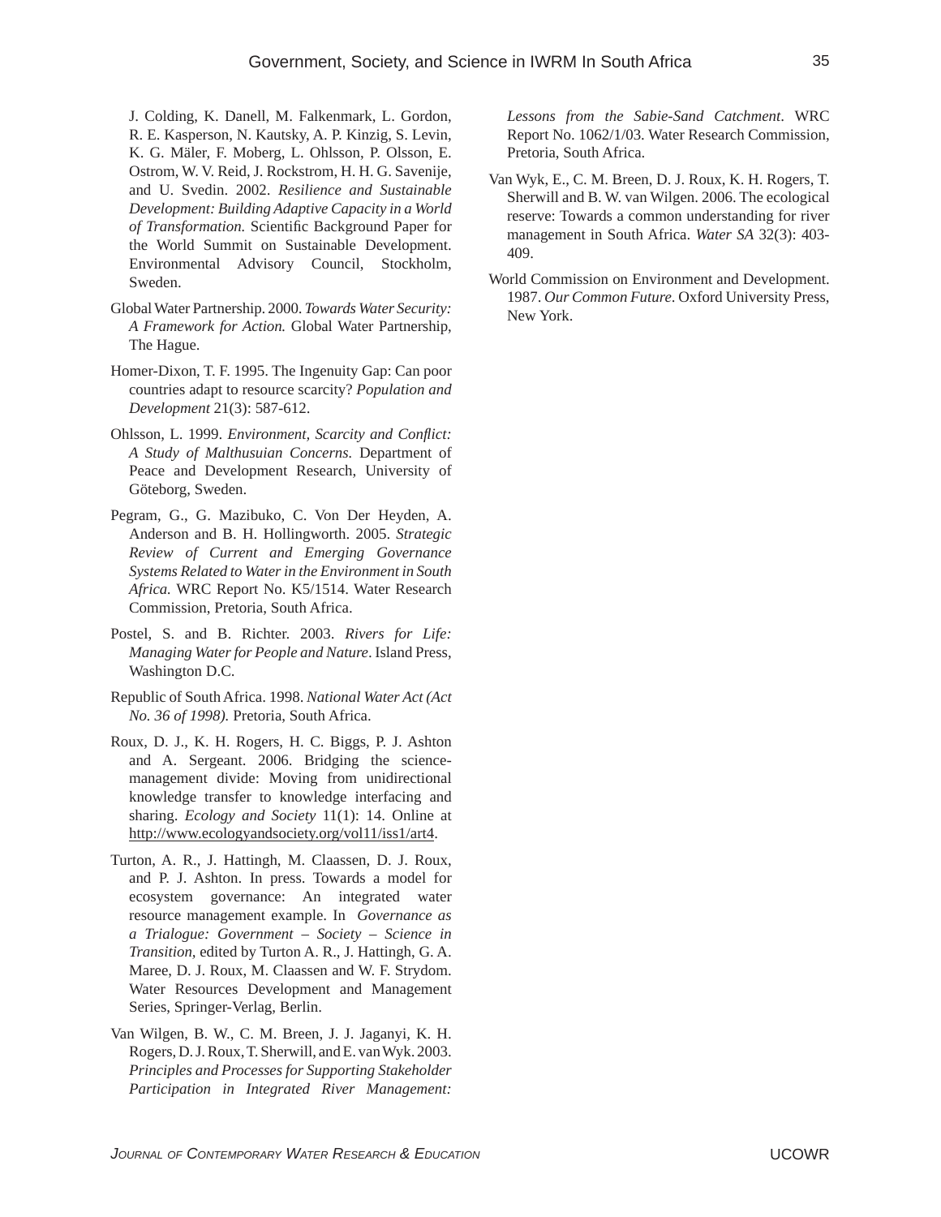J. Colding, K. Danell, M. Falkenmark, L. Gordon, R. E. Kasperson, N. Kautsky, A. P. Kinzig, S. Levin, K. G. Mäler, F. Moberg, L. Ohlsson, P. Olsson, E. Ostrom, W. V. Reid, J. Rockstrom, H. H. G. Savenije, and U. Svedin. 2002. *Resilience and Sustainable Development: Building Adaptive Capacity in a World of Transformation.* Scientific Background Paper for the World Summit on Sustainable Development. Environmental Advisory Council, Stockholm, Sweden.

Global Water Partnership. 2000. *Towards Water Security: A Framework for Action.* Global Water Partnership, The Hague.

Homer-Dixon, T. F. 1995. The Ingenuity Gap: Can poor countries adapt to resource scarcity? *Population and Development* 21(3): 587-612.

Ohlsson, L. 1999. *Environment, Scarcity and Conflict: A Study of Malthusuian Concerns.* Department of Peace and Development Research, University of Göteborg, Sweden.

Pegram, G., G. Mazibuko, C. Von Der Heyden, A. Anderson and B. H. Hollingworth. 2005. *Strategic Review of Current and Emerging Governance Systems Related to Water in the Environment in South Africa.* WRC Report No. K5/1514. Water Research Commission, Pretoria, South Africa.

Postel, S. and B. Richter. 2003. *Rivers for Life: Managing Water for People and Nature*. Island Press, Washington D.C.

Republic of South Africa. 1998. *National Water Act (Act No. 36 of 1998).* Pretoria, South Africa.

Roux, D. J., K. H. Rogers, H. C. Biggs, P. J. Ashton and A. Sergeant. 2006. Bridging the science-management divide: Moving from unidirectional knowledge transfer to knowledge interfacing and sharing. *Ecology and Society* 11(1): 14. Online at http://www.ecologyandsociety.org/vol11/iss1/art4.

Turton, A. R., J. Hattingh, M. Claassen, D. J. Roux, and P. J. Ashton. In press. Towards a model for ecosystem governance: An integrated water resource management example. In *Governance as a Trialogue: Government – Society – Science in Transition*, edited by Turton A. R., J. Hattingh, G. A. Maree, D. J. Roux, M. Claassen and W. F. Strydom. Water Resources Development and Management Series, Springer-Verlag, Berlin.

Van Wilgen, B. W., C. M. Breen, J. J. Jaganyi, K. H. Rogers, D. J. Roux, T. Sherwill, and E. van Wyk. 2003. *Principles and Processes for Supporting Stakeholder Participation in Integrated River Management: Lessons from the Sabie-Sand Catchment*. WRC Report No. 1062/1/03. Water Research Commission, Pretoria, South Africa.

Van Wyk, E., C. M. Breen, D. J. Roux, K. H. Rogers, T. Sherwill and B. W. van Wilgen. 2006. The ecological reserve: Towards a common understanding for river management in South Africa. *Water SA* 32(3): 403-409.

World Commission on Environment and Development. 1987. *Our Common Future*. Oxford University Press, New York.